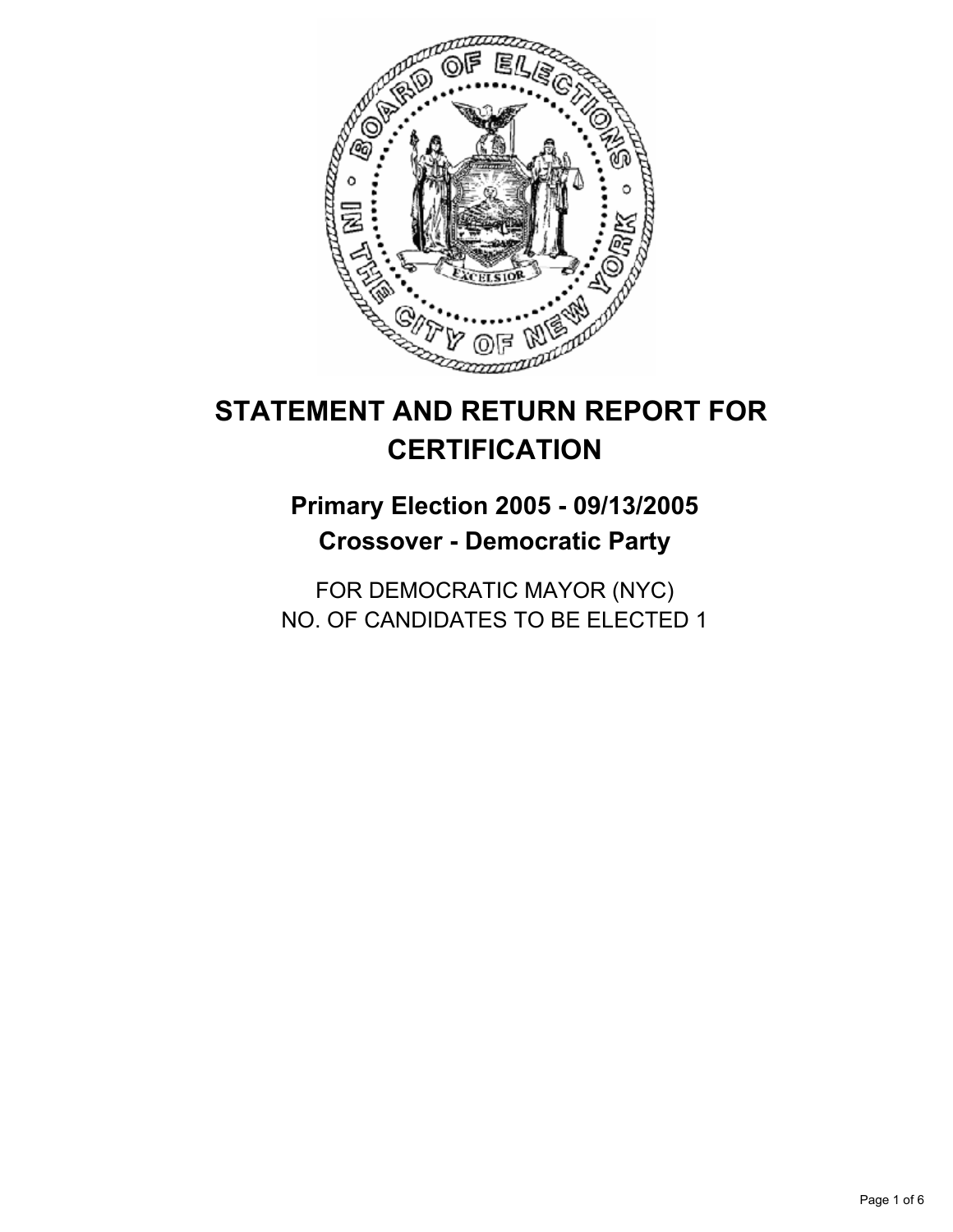# STATEMENT AND RETURN REPORT FOR CERTIFICATION

## Primary Election 2005 - 09/13/2005
## Crossover - Democratic Party

FOR DEMOCRATIC MAYOR (NYC)
NO. OF CANDIDATES TO BE ELECTED 1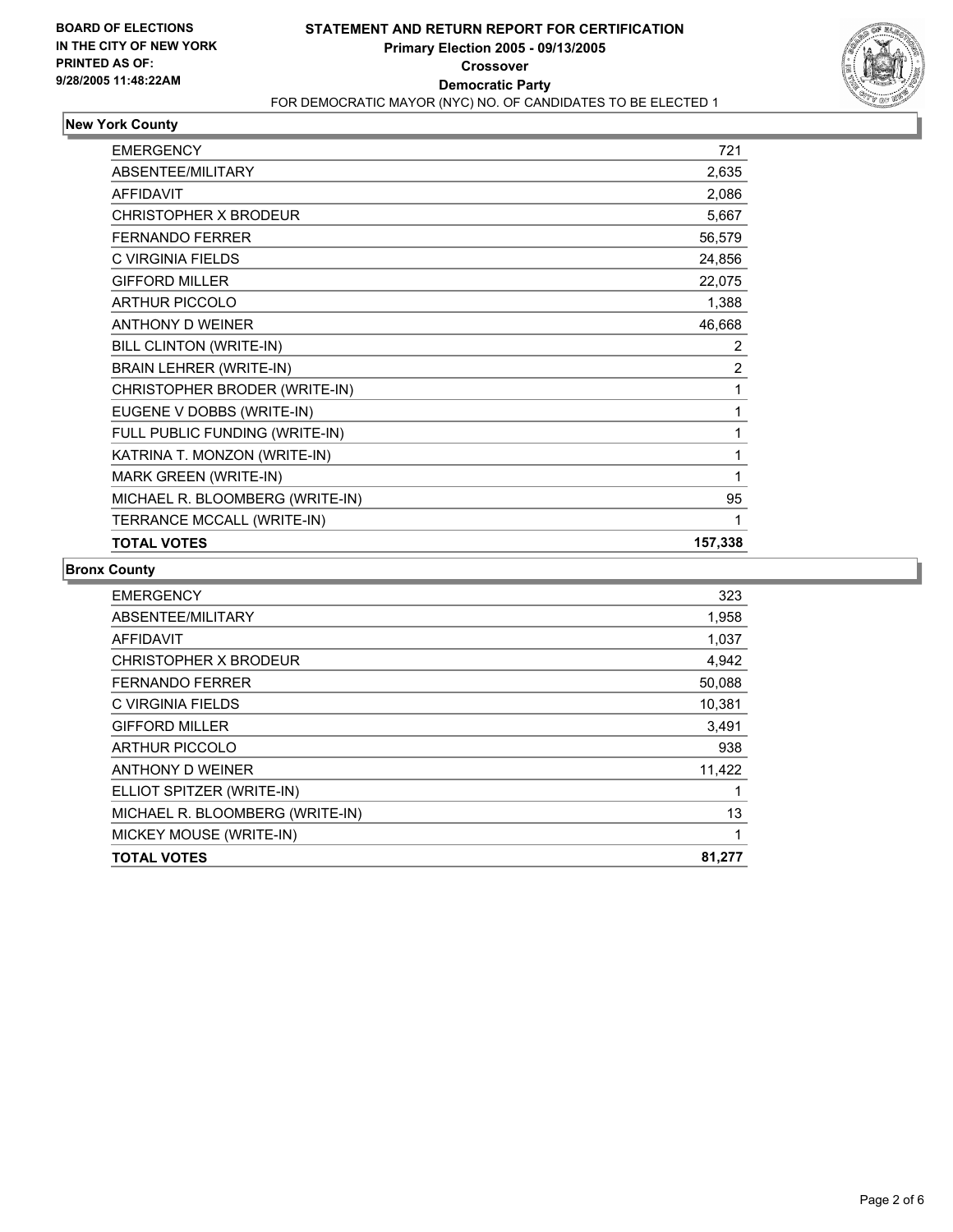**BOARD OF ELECTIONS IN THE CITY OF NEW YORK**
**PRINTED AS OF: 9/28/2005 11:48:22AM**

# STATEMENT AND RETURN REPORT FOR CERTIFICATION
## Primary Election 2005 - 09/13/2005
## Crossover
## Democratic Party
FOR DEMOCRATIC MAYOR (NYC) NO. OF CANDIDATES TO BE ELECTED 1

### New York County

| | |
|---|---|
| EMERGENCY | 721 |
| ABSENTEE/MILITARY | 2,635 |
| AFFIDAVIT | 2,086 |
| CHRISTOPHER X BRODEUR | 5,667 |
| FERNANDO FERRER | 56,579 |
| C VIRGINIA FIELDS | 24,856 |
| GIFFORD MILLER | 22,075 |
| ARTHUR PICCOLO | 1,388 |
| ANTHONY D WEINER | 46,668 |
| BILL CLINTON (WRITE-IN) | 2 |
| BRAIN LEHRER (WRITE-IN) | 2 |
| CHRISTOPHER BRODER (WRITE-IN) | 1 |
| EUGENE V DOBBS (WRITE-IN) | 1 |
| FULL PUBLIC FUNDING (WRITE-IN) | 1 |
| KATRINA T. MONZON (WRITE-IN) | 1 |
| MARK GREEN (WRITE-IN) | 1 |
| MICHAEL R. BLOOMBERG (WRITE-IN) | 95 |
| TERRANCE MCCALL (WRITE-IN) | 1 |
| **TOTAL VOTES** | **157,338** |

### Bronx County

| | |
|---|---|
| EMERGENCY | 323 |
| ABSENTEE/MILITARY | 1,958 |
| AFFIDAVIT | 1,037 |
| CHRISTOPHER X BRODEUR | 4,942 |
| FERNANDO FERRER | 50,088 |
| C VIRGINIA FIELDS | 10,381 |
| GIFFORD MILLER | 3,491 |
| ARTHUR PICCOLO | 938 |
| ANTHONY D WEINER | 11,422 |
| ELLIOT SPITZER (WRITE-IN) | 1 |
| MICHAEL R. BLOOMBERG (WRITE-IN) | 13 |
| MICKEY MOUSE (WRITE-IN) | 1 |
| **TOTAL VOTES** | **81,277** |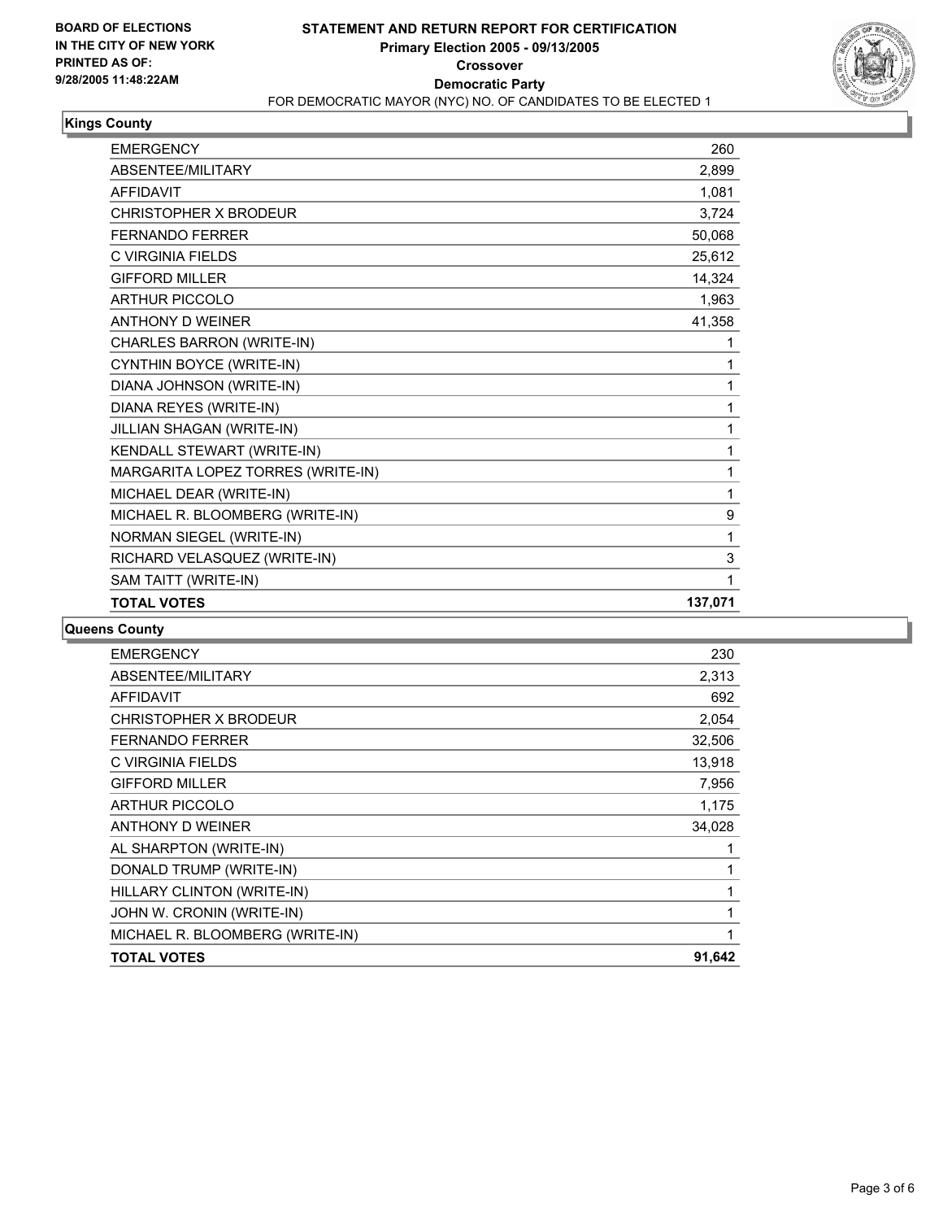**BOARD OF ELECTIONS IN THE CITY OF NEW YORK PRINTED AS OF: 9/28/2005 11:48:22AM**

# STATEMENT AND RETURN REPORT FOR CERTIFICATION
## Primary Election 2005 - 09/13/2005
## Crossover
## Democratic Party
FOR DEMOCRATIC MAYOR (NYC) NO. OF CANDIDATES TO BE ELECTED 1

### Kings County

| | |
|---|---|
| EMERGENCY | 260 |
| ABSENTEE/MILITARY | 2,899 |
| AFFIDAVIT | 1,081 |
| CHRISTOPHER X BRODEUR | 3,724 |
| FERNANDO FERRER | 50,068 |
| C VIRGINIA FIELDS | 25,612 |
| GIFFORD MILLER | 14,324 |
| ARTHUR PICCOLO | 1,963 |
| ANTHONY D WEINER | 41,358 |
| CHARLES BARRON (WRITE-IN) | 1 |
| CYNTHIN BOYCE (WRITE-IN) | 1 |
| DIANA JOHNSON (WRITE-IN) | 1 |
| DIANA REYES (WRITE-IN) | 1 |
| JILLIAN SHAGAN (WRITE-IN) | 1 |
| KENDALL STEWART (WRITE-IN) | 1 |
| MARGARITA LOPEZ TORRES (WRITE-IN) | 1 |
| MICHAEL DEAR (WRITE-IN) | 1 |
| MICHAEL R. BLOOMBERG (WRITE-IN) | 9 |
| NORMAN SIEGEL (WRITE-IN) | 1 |
| RICHARD VELASQUEZ (WRITE-IN) | 3 |
| SAM TAITT (WRITE-IN) | 1 |
| **TOTAL VOTES** | **137,071** |

### Queens County

| | |
|---|---|
| EMERGENCY | 230 |
| ABSENTEE/MILITARY | 2,313 |
| AFFIDAVIT | 692 |
| CHRISTOPHER X BRODEUR | 2,054 |
| FERNANDO FERRER | 32,506 |
| C VIRGINIA FIELDS | 13,918 |
| GIFFORD MILLER | 7,956 |
| ARTHUR PICCOLO | 1,175 |
| ANTHONY D WEINER | 34,028 |
| AL SHARPTON (WRITE-IN) | 1 |
| DONALD TRUMP (WRITE-IN) | 1 |
| HILLARY CLINTON (WRITE-IN) | 1 |
| JOHN W. CRONIN (WRITE-IN) | 1 |
| MICHAEL R. BLOOMBERG (WRITE-IN) | 1 |
| **TOTAL VOTES** | **91,642** |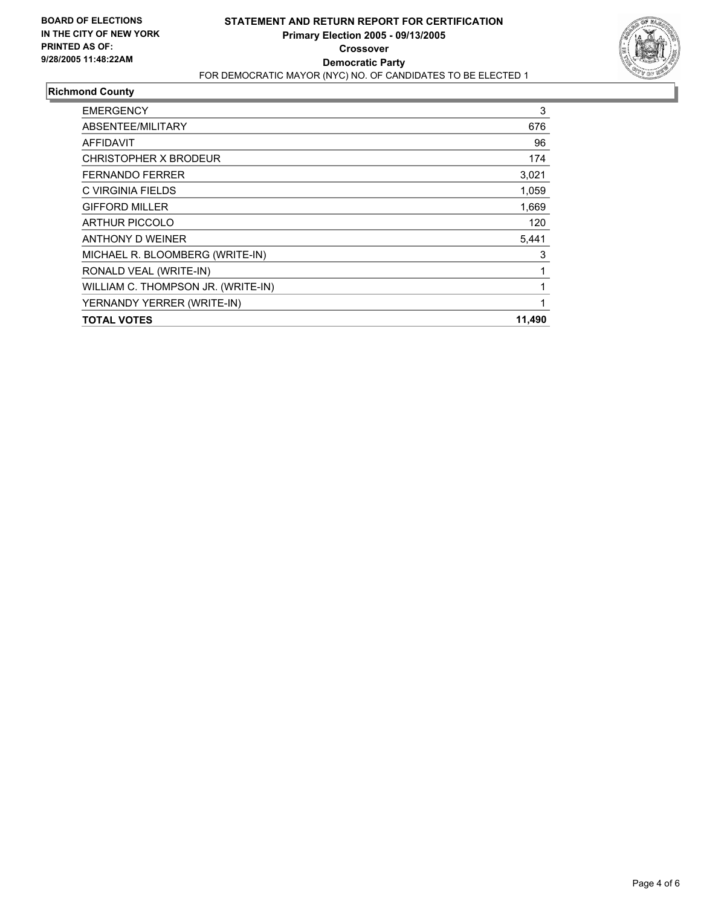**BOARD OF ELECTIONS IN THE CITY OF NEW YORK PRINTED AS OF: 9/28/2005 11:48:22AM**

# STATEMENT AND RETURN REPORT FOR CERTIFICATION

## Primary Election 2005 - 09/13/2005

## Crossover

## Democratic Party

FOR DEMOCRATIC MAYOR (NYC) NO. OF CANDIDATES TO BE ELECTED 1

### Richmond County

| | |
|---|---|
| EMERGENCY | 3 |
| ABSENTEE/MILITARY | 676 |
| AFFIDAVIT | 96 |
| CHRISTOPHER X BRODEUR | 174 |
| FERNANDO FERRER | 3,021 |
| C VIRGINIA FIELDS | 1,059 |
| GIFFORD MILLER | 1,669 |
| ARTHUR PICCOLO | 120 |
| ANTHONY D WEINER | 5,441 |
| MICHAEL R. BLOOMBERG (WRITE-IN) | 3 |
| RONALD VEAL (WRITE-IN) | 1 |
| WILLIAM C. THOMPSON JR. (WRITE-IN) | 1 |
| YERNANDY YERRER (WRITE-IN) | 1 |
| **TOTAL VOTES** | **11,490** |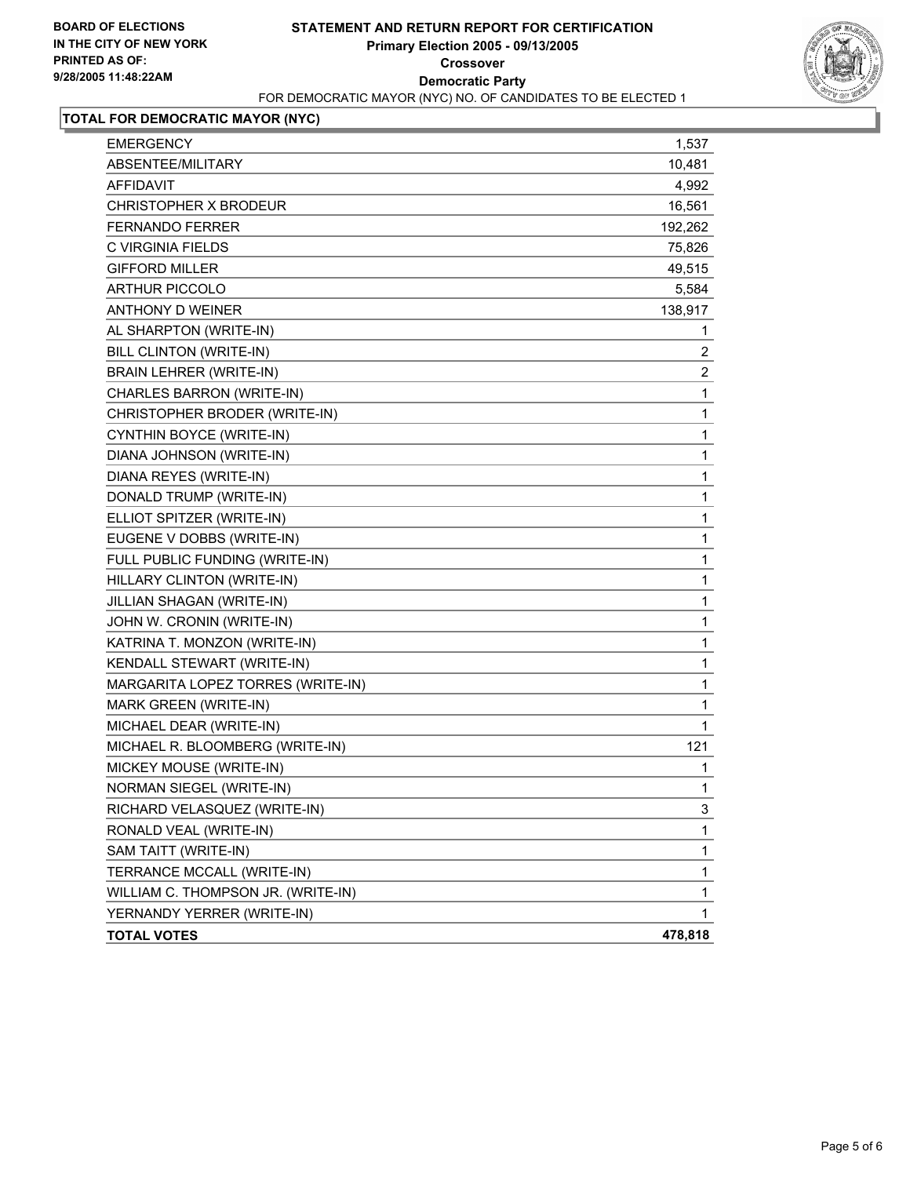**BOARD OF ELECTIONS IN THE CITY OF NEW YORK PRINTED AS OF: 9/28/2005 11:48:22AM**

# STATEMENT AND RETURN REPORT FOR CERTIFICATION
## Primary Election 2005 - 09/13/2005
## Crossover
## Democratic Party

FOR DEMOCRATIC MAYOR (NYC) NO. OF CANDIDATES TO BE ELECTED 1

### TOTAL FOR DEMOCRATIC MAYOR (NYC)

| | |
|---|---|
| EMERGENCY | 1,537 |
| ABSENTEE/MILITARY | 10,481 |
| AFFIDAVIT | 4,992 |
| CHRISTOPHER X BRODEUR | 16,561 |
| FERNANDO FERRER | 192,262 |
| C VIRGINIA FIELDS | 75,826 |
| GIFFORD MILLER | 49,515 |
| ARTHUR PICCOLO | 5,584 |
| ANTHONY D WEINER | 138,917 |
| AL SHARPTON (WRITE-IN) | 1 |
| BILL CLINTON (WRITE-IN) | 2 |
| BRAIN LEHRER (WRITE-IN) | 2 |
| CHARLES BARRON (WRITE-IN) | 1 |
| CHRISTOPHER BRODER (WRITE-IN) | 1 |
| CYNTHIN BOYCE (WRITE-IN) | 1 |
| DIANA JOHNSON (WRITE-IN) | 1 |
| DIANA REYES (WRITE-IN) | 1 |
| DONALD TRUMP (WRITE-IN) | 1 |
| ELLIOT SPITZER (WRITE-IN) | 1 |
| EUGENE V DOBBS (WRITE-IN) | 1 |
| FULL PUBLIC FUNDING (WRITE-IN) | 1 |
| HILLARY CLINTON (WRITE-IN) | 1 |
| JILLIAN SHAGAN (WRITE-IN) | 1 |
| JOHN W. CRONIN (WRITE-IN) | 1 |
| KATRINA T. MONZON (WRITE-IN) | 1 |
| KENDALL STEWART (WRITE-IN) | 1 |
| MARGARITA LOPEZ TORRES (WRITE-IN) | 1 |
| MARK GREEN (WRITE-IN) | 1 |
| MICHAEL DEAR (WRITE-IN) | 1 |
| MICHAEL R. BLOOMBERG (WRITE-IN) | 121 |
| MICKEY MOUSE (WRITE-IN) | 1 |
| NORMAN SIEGEL (WRITE-IN) | 1 |
| RICHARD VELASQUEZ (WRITE-IN) | 3 |
| RONALD VEAL (WRITE-IN) | 1 |
| SAM TAITT (WRITE-IN) | 1 |
| TERRANCE MCCALL (WRITE-IN) | 1 |
| WILLIAM C. THOMPSON JR. (WRITE-IN) | 1 |
| YERNANDY YERRER (WRITE-IN) | 1 |
| **TOTAL VOTES** | **478,818** |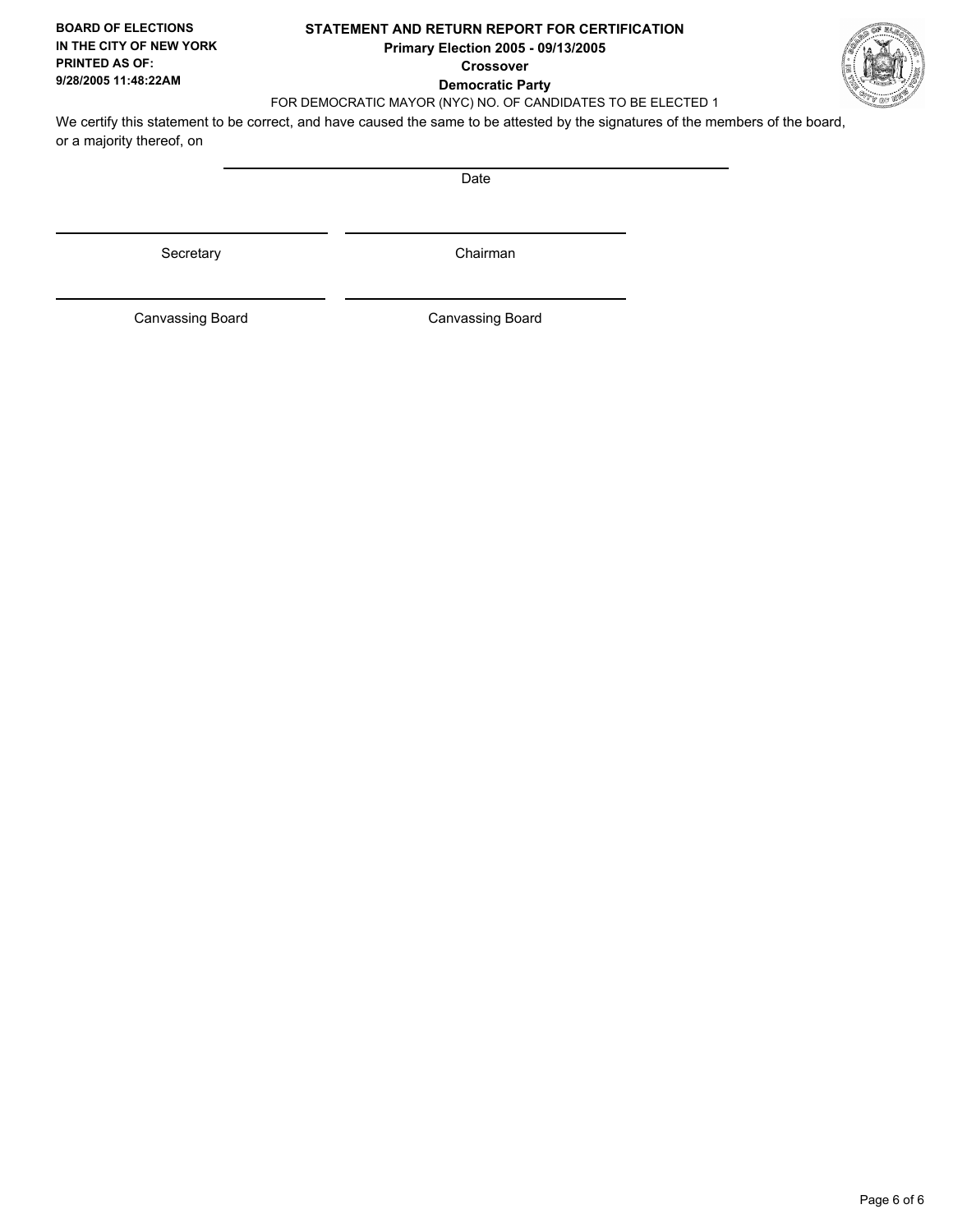**BOARD OF ELECTIONS**
**IN THE CITY OF NEW YORK**
**PRINTED AS OF:**
**9/28/2005 11:48:22AM**

# STATEMENT AND RETURN REPORT FOR CERTIFICATION

**Primary Election 2005 - 09/13/2005**

**Crossover**

**Democratic Party**

FOR DEMOCRATIC MAYOR (NYC) NO. OF CANDIDATES TO BE ELECTED 1

We certify this statement to be correct, and have caused the same to be attested by the signatures of the members of the board, or a majority thereof, on

\_\_\_\_\_\_\_\_\_\_\_\_\_\_\_\_\_\_\_\_\_\_\_\_\_\_\_\_\_\_\_\_\_\_\_\_\_\_\_\_
Date

| \_\_\_\_\_\_\_\_\_\_\_\_\_\_\_\_\_\_\_\_\_\_\_\_ | \_\_\_\_\_\_\_\_\_\_\_\_\_\_\_\_\_\_\_\_\_\_\_\_ |
| --- | --- |
| Secretary | Chairman |
| \_\_\_\_\_\_\_\_\_\_\_\_\_\_\_\_\_\_\_\_\_\_\_\_ | \_\_\_\_\_\_\_\_\_\_\_\_\_\_\_\_\_\_\_\_\_\_\_\_ |
| Canvassing Board | Canvassing Board |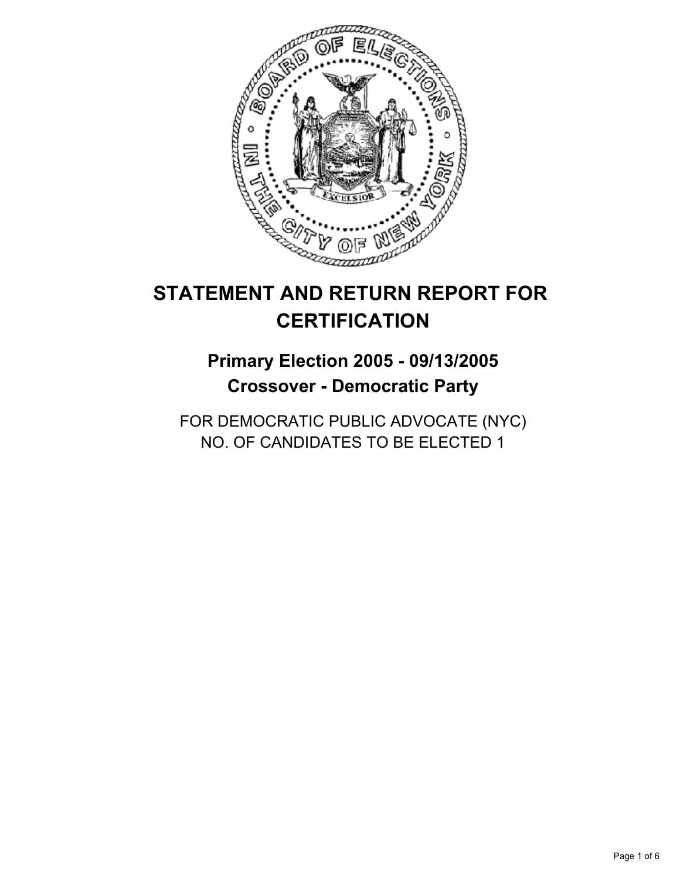# STATEMENT AND RETURN REPORT FOR CERTIFICATION

## Primary Election 2005 - 09/13/2005
## Crossover - Democratic Party

FOR DEMOCRATIC PUBLIC ADVOCATE (NYC)
NO. OF CANDIDATES TO BE ELECTED 1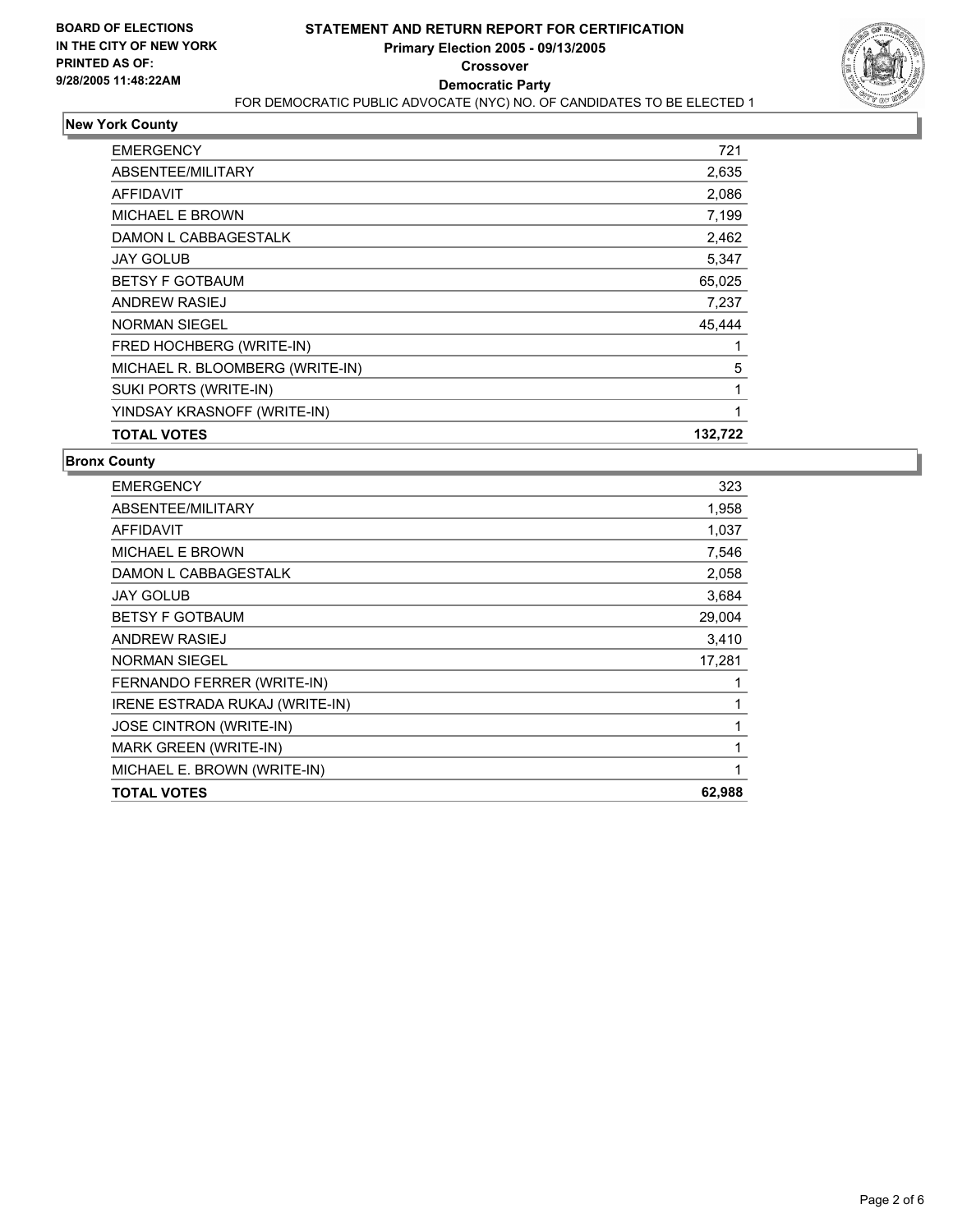**BOARD OF ELECTIONS IN THE CITY OF NEW YORK PRINTED AS OF: 9/28/2005 11:48:22AM**

# STATEMENT AND RETURN REPORT FOR CERTIFICATION
## Primary Election 2005 - 09/13/2005
## Crossover
## Democratic Party
FOR DEMOCRATIC PUBLIC ADVOCATE (NYC) NO. OF CANDIDATES TO BE ELECTED 1

### New York County

| | |
|---|---|
| EMERGENCY | 721 |
| ABSENTEE/MILITARY | 2,635 |
| AFFIDAVIT | 2,086 |
| MICHAEL E BROWN | 7,199 |
| DAMON L CABBAGESTALK | 2,462 |
| JAY GOLUB | 5,347 |
| BETSY F GOTBAUM | 65,025 |
| ANDREW RASIEJ | 7,237 |
| NORMAN SIEGEL | 45,444 |
| FRED HOCHBERG (WRITE-IN) | 1 |
| MICHAEL R. BLOOMBERG (WRITE-IN) | 5 |
| SUKI PORTS (WRITE-IN) | 1 |
| YINDSAY KRASNOFF (WRITE-IN) | 1 |
| **TOTAL VOTES** | **132,722** |

### Bronx County

| | |
|---|---|
| EMERGENCY | 323 |
| ABSENTEE/MILITARY | 1,958 |
| AFFIDAVIT | 1,037 |
| MICHAEL E BROWN | 7,546 |
| DAMON L CABBAGESTALK | 2,058 |
| JAY GOLUB | 3,684 |
| BETSY F GOTBAUM | 29,004 |
| ANDREW RASIEJ | 3,410 |
| NORMAN SIEGEL | 17,281 |
| FERNANDO FERRER (WRITE-IN) | 1 |
| IRENE ESTRADA RUKAJ (WRITE-IN) | 1 |
| JOSE CINTRON (WRITE-IN) | 1 |
| MARK GREEN (WRITE-IN) | 1 |
| MICHAEL E. BROWN (WRITE-IN) | 1 |
| **TOTAL VOTES** | **62,988** |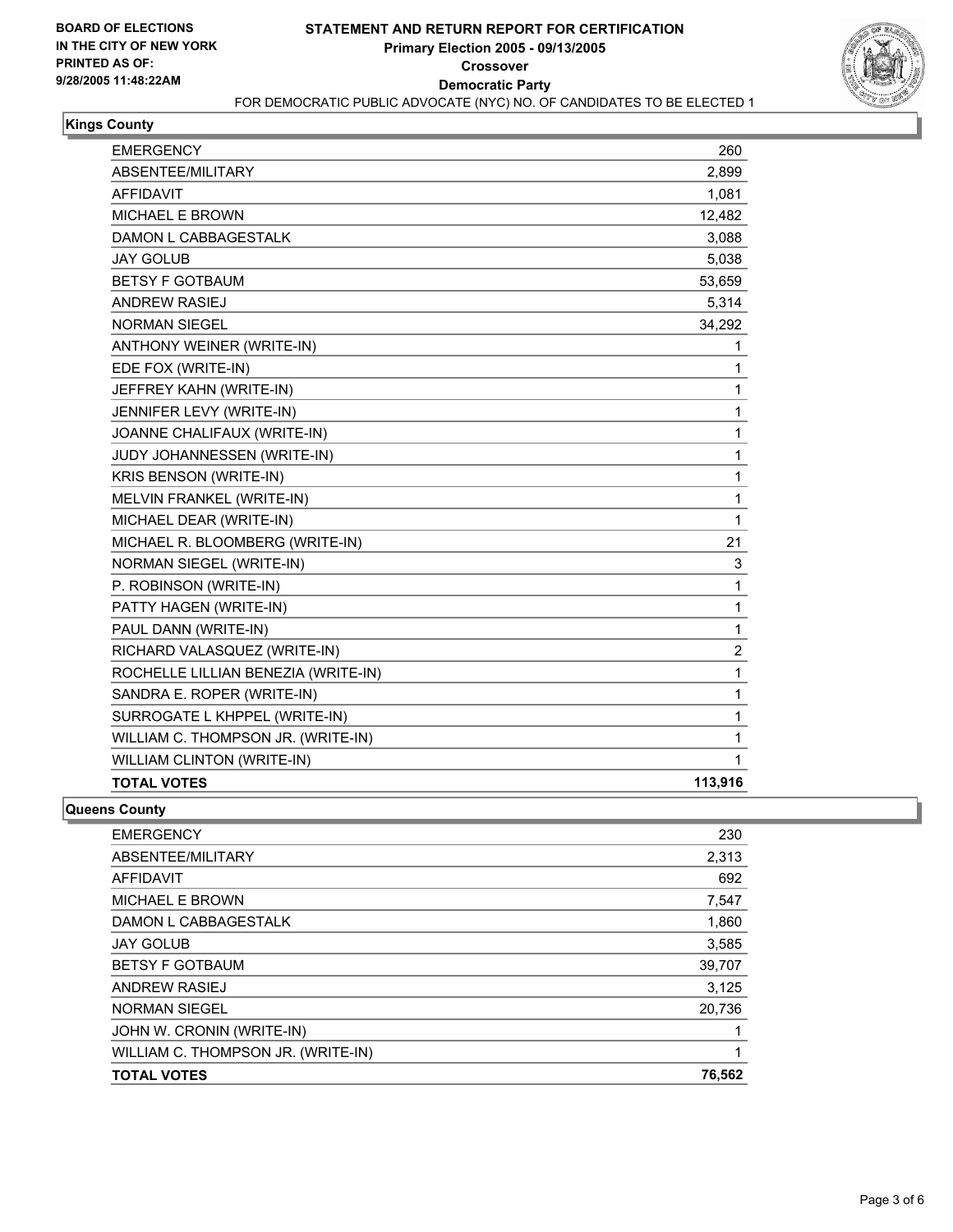**BOARD OF ELECTIONS IN THE CITY OF NEW YORK PRINTED AS OF: 9/28/2005 11:48:22AM**

# STATEMENT AND RETURN REPORT FOR CERTIFICATION

## Primary Election 2005 - 09/13/2005

## Crossover

## Democratic Party

FOR DEMOCRATIC PUBLIC ADVOCATE (NYC) NO. OF CANDIDATES TO BE ELECTED 1

### Kings County

| | |
|---|---|
| EMERGENCY | 260 |
| ABSENTEE/MILITARY | 2,899 |
| AFFIDAVIT | 1,081 |
| MICHAEL E BROWN | 12,482 |
| DAMON L CABBAGESTALK | 3,088 |
| JAY GOLUB | 5,038 |
| BETSY F GOTBAUM | 53,659 |
| ANDREW RASIEJ | 5,314 |
| NORMAN SIEGEL | 34,292 |
| ANTHONY WEINER (WRITE-IN) | 1 |
| EDE FOX (WRITE-IN) | 1 |
| JEFFREY KAHN (WRITE-IN) | 1 |
| JENNIFER LEVY (WRITE-IN) | 1 |
| JOANNE CHALIFAUX (WRITE-IN) | 1 |
| JUDY JOHANNESSEN (WRITE-IN) | 1 |
| KRIS BENSON (WRITE-IN) | 1 |
| MELVIN FRANKEL (WRITE-IN) | 1 |
| MICHAEL DEAR (WRITE-IN) | 1 |
| MICHAEL R. BLOOMBERG (WRITE-IN) | 21 |
| NORMAN SIEGEL (WRITE-IN) | 3 |
| P. ROBINSON (WRITE-IN) | 1 |
| PATTY HAGEN (WRITE-IN) | 1 |
| PAUL DANN (WRITE-IN) | 1 |
| RICHARD VALASQUEZ (WRITE-IN) | 2 |
| ROCHELLE LILLIAN BENEZIA (WRITE-IN) | 1 |
| SANDRA E. ROPER (WRITE-IN) | 1 |
| SURROGATE L KHPPEL (WRITE-IN) | 1 |
| WILLIAM C. THOMPSON JR. (WRITE-IN) | 1 |
| WILLIAM CLINTON (WRITE-IN) | 1 |
| **TOTAL VOTES** | **113,916** |

### Queens County

| | |
|---|---|
| EMERGENCY | 230 |
| ABSENTEE/MILITARY | 2,313 |
| AFFIDAVIT | 692 |
| MICHAEL E BROWN | 7,547 |
| DAMON L CABBAGESTALK | 1,860 |
| JAY GOLUB | 3,585 |
| BETSY F GOTBAUM | 39,707 |
| ANDREW RASIEJ | 3,125 |
| NORMAN SIEGEL | 20,736 |
| JOHN W. CRONIN (WRITE-IN) | 1 |
| WILLIAM C. THOMPSON JR. (WRITE-IN) | 1 |
| **TOTAL VOTES** | **76,562** |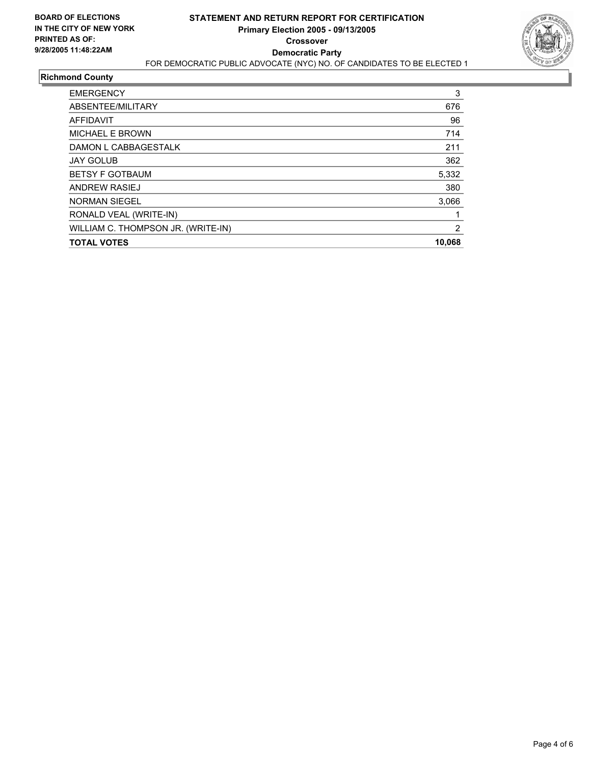**BOARD OF ELECTIONS**
**IN THE CITY OF NEW YORK**
**PRINTED AS OF:**
**9/28/2005 11:48:22AM**

# STATEMENT AND RETURN REPORT FOR CERTIFICATION
## Primary Election 2005 - 09/13/2005
## Crossover
## Democratic Party

FOR DEMOCRATIC PUBLIC ADVOCATE (NYC) NO. OF CANDIDATES TO BE ELECTED 1

### Richmond County

| | |
|---|---|
| EMERGENCY | 3 |
| ABSENTEE/MILITARY | 676 |
| AFFIDAVIT | 96 |
| MICHAEL E BROWN | 714 |
| DAMON L CABBAGESTALK | 211 |
| JAY GOLUB | 362 |
| BETSY F GOTBAUM | 5,332 |
| ANDREW RASIEJ | 380 |
| NORMAN SIEGEL | 3,066 |
| RONALD VEAL (WRITE-IN) | 1 |
| WILLIAM C. THOMPSON JR. (WRITE-IN) | 2 |
| **TOTAL VOTES** | **10,068** |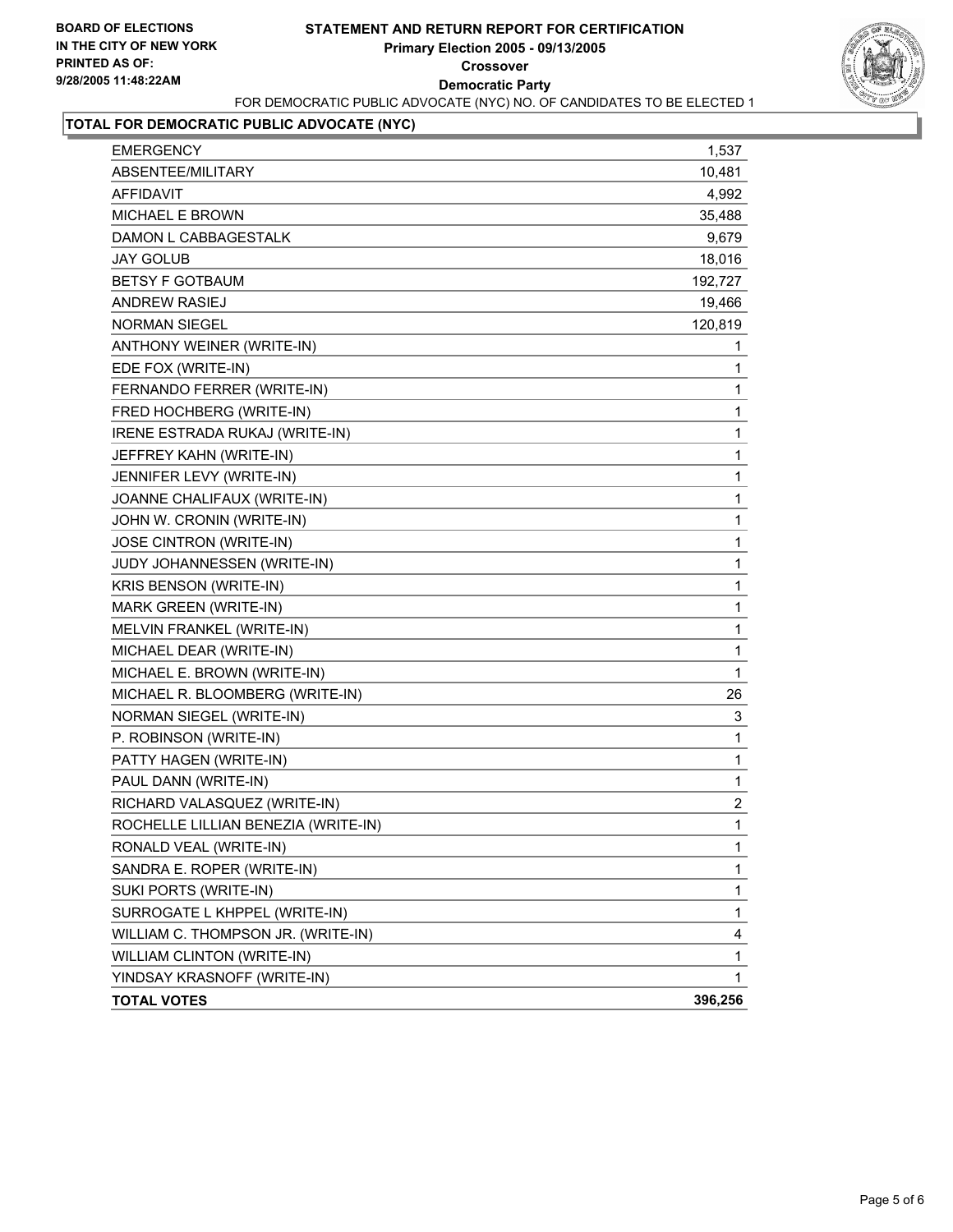BOARD OF ELECTIONS
IN THE CITY OF NEW YORK
PRINTED AS OF:
9/28/2005 11:48:22AM

# STATEMENT AND RETURN REPORT FOR CERTIFICATION

**Primary Election 2005 - 09/13/2005**
**Crossover**
**Democratic Party**

FOR DEMOCRATIC PUBLIC ADVOCATE (NYC) NO. OF CANDIDATES TO BE ELECTED 1

## TOTAL FOR DEMOCRATIC PUBLIC ADVOCATE (NYC)

| | |
|---|---|
| EMERGENCY | 1,537 |
| ABSENTEE/MILITARY | 10,481 |
| AFFIDAVIT | 4,992 |
| MICHAEL E BROWN | 35,488 |
| DAMON L CABBAGESTALK | 9,679 |
| JAY GOLUB | 18,016 |
| BETSY F GOTBAUM | 192,727 |
| ANDREW RASIEJ | 19,466 |
| NORMAN SIEGEL | 120,819 |
| ANTHONY WEINER (WRITE-IN) | 1 |
| EDE FOX (WRITE-IN) | 1 |
| FERNANDO FERRER (WRITE-IN) | 1 |
| FRED HOCHBERG (WRITE-IN) | 1 |
| IRENE ESTRADA RUKAJ (WRITE-IN) | 1 |
| JEFFREY KAHN (WRITE-IN) | 1 |
| JENNIFER LEVY (WRITE-IN) | 1 |
| JOANNE CHALIFAUX (WRITE-IN) | 1 |
| JOHN W. CRONIN (WRITE-IN) | 1 |
| JOSE CINTRON (WRITE-IN) | 1 |
| JUDY JOHANNESSEN (WRITE-IN) | 1 |
| KRIS BENSON (WRITE-IN) | 1 |
| MARK GREEN (WRITE-IN) | 1 |
| MELVIN FRANKEL (WRITE-IN) | 1 |
| MICHAEL DEAR (WRITE-IN) | 1 |
| MICHAEL E. BROWN (WRITE-IN) | 1 |
| MICHAEL R. BLOOMBERG (WRITE-IN) | 26 |
| NORMAN SIEGEL (WRITE-IN) | 3 |
| P. ROBINSON (WRITE-IN) | 1 |
| PATTY HAGEN (WRITE-IN) | 1 |
| PAUL DANN (WRITE-IN) | 1 |
| RICHARD VALASQUEZ (WRITE-IN) | 2 |
| ROCHELLE LILLIAN BENEZIA (WRITE-IN) | 1 |
| RONALD VEAL (WRITE-IN) | 1 |
| SANDRA E. ROPER (WRITE-IN) | 1 |
| SUKI PORTS (WRITE-IN) | 1 |
| SURROGATE L KHPPEL (WRITE-IN) | 1 |
| WILLIAM C. THOMPSON JR. (WRITE-IN) | 4 |
| WILLIAM CLINTON (WRITE-IN) | 1 |
| YINDSAY KRASNOFF (WRITE-IN) | 1 |
| **TOTAL VOTES** | **396,256** |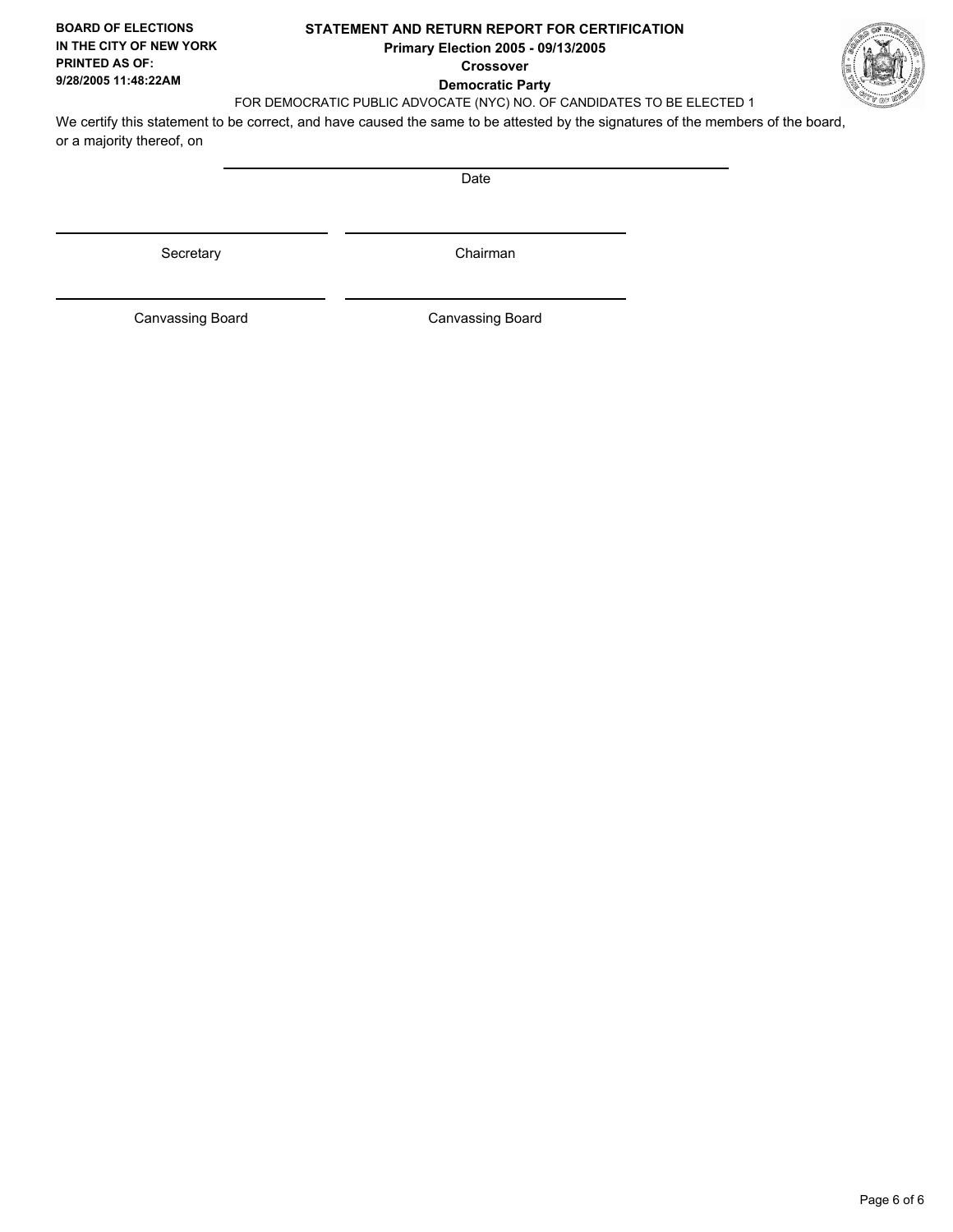**BOARD OF ELECTIONS**
**IN THE CITY OF NEW YORK**
**PRINTED AS OF:**
**9/28/2005 11:48:22AM**

**STATEMENT AND RETURN REPORT FOR CERTIFICATION**
**Primary Election 2005 - 09/13/2005**
**Crossover**
**Democratic Party**

FOR DEMOCRATIC PUBLIC ADVOCATE (NYC) NO. OF CANDIDATES TO BE ELECTED 1

We certify this statement to be correct, and have caused the same to be attested by the signatures of the members of the board, or a majority thereof, on

\_\_\_\_\_\_\_\_\_\_\_\_\_\_\_\_\_\_\_\_\_\_\_\_\_\_\_\_\_\_\_\_\_\_\_\_
Date

\_\_\_\_\_\_\_\_\_\_\_\_\_\_\_\_\_\_\_\_\_\_\_\_ \_\_\_\_\_\_\_\_\_\_\_\_\_\_\_\_\_\_\_\_\_\_\_\_
Secretary Chairman

\_\_\_\_\_\_\_\_\_\_\_\_\_\_\_\_\_\_\_\_\_\_\_\_ \_\_\_\_\_\_\_\_\_\_\_\_\_\_\_\_\_\_\_\_\_\_\_\_
Canvassing Board Canvassing Board